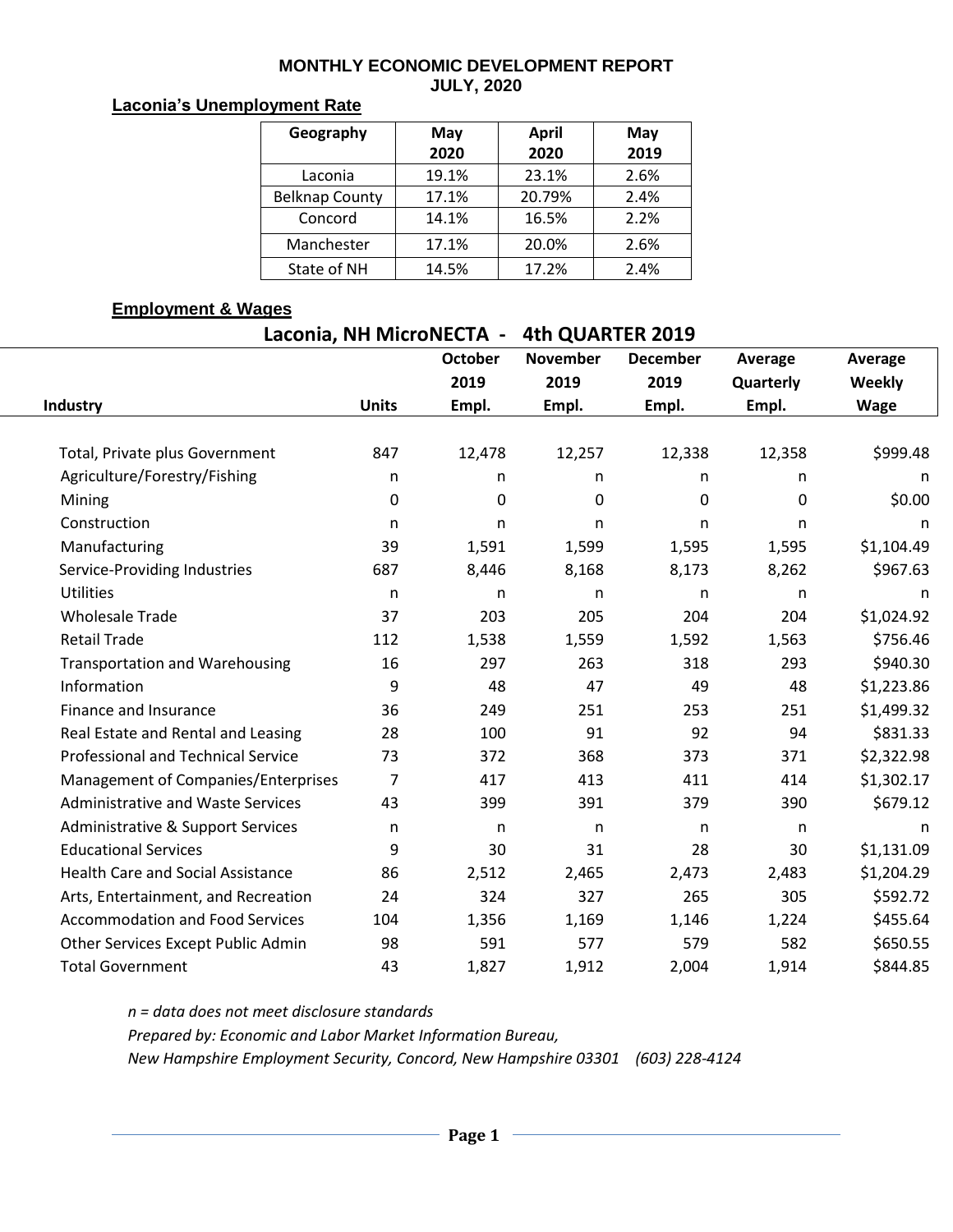# MONTHLY ECONOMIC DEVELOPMENT REPORT
## JULY, 2020

### Laconia's Unemployment Rate

| Geography | May 2020 | April 2020 | May 2019 |
|---|---|---|---|
| Laconia | 19.1% | 23.1% | 2.6% |
| Belknap County | 17.1% | 20.79% | 2.4% |
| Concord | 14.1% | 16.5% | 2.2% |
| Manchester | 17.1% | 20.0% | 2.6% |
| State of NH | 14.5% | 17.2% | 2.4% |

### Employment & Wages

**Laconia, NH MicroNECTA - 4th QUARTER 2019**

| Industry | Units | October 2019 Empl. | November 2019 Empl. | December 2019 Empl. | Average Quarterly Empl. | Average Weekly Wage |
|---|---|---|---|---|---|---|
| Total, Private plus Government | 847 | 12,478 | 12,257 | 12,338 | 12,358 | $999.48 |
| Agriculture/Forestry/Fishing | n | n | n | n | n | n |
| Mining | 0 | 0 | 0 | 0 | 0 | $0.00 |
| Construction | n | n | n | n | n | n |
| Manufacturing | 39 | 1,591 | 1,599 | 1,595 | 1,595 | $1,104.49 |
| Service-Providing Industries | 687 | 8,446 | 8,168 | 8,173 | 8,262 | $967.63 |
| Utilities | n | n | n | n | n | n |
| Wholesale Trade | 37 | 203 | 205 | 204 | 204 | $1,024.92 |
| Retail Trade | 112 | 1,538 | 1,559 | 1,592 | 1,563 | $756.46 |
| Transportation and Warehousing | 16 | 297 | 263 | 318 | 293 | $940.30 |
| Information | 9 | 48 | 47 | 49 | 48 | $1,223.86 |
| Finance and Insurance | 36 | 249 | 251 | 253 | 251 | $1,499.32 |
| Real Estate and Rental and Leasing | 28 | 100 | 91 | 92 | 94 | $831.33 |
| Professional and Technical Service | 73 | 372 | 368 | 373 | 371 | $2,322.98 |
| Management of Companies/Enterprises | 7 | 417 | 413 | 411 | 414 | $1,302.17 |
| Administrative and Waste Services | 43 | 399 | 391 | 379 | 390 | $679.12 |
| Administrative & Support Services | n | n | n | n | n | n |
| Educational Services | 9 | 30 | 31 | 28 | 30 | $1,131.09 |
| Health Care and Social Assistance | 86 | 2,512 | 2,465 | 2,473 | 2,483 | $1,204.29 |
| Arts, Entertainment, and Recreation | 24 | 324 | 327 | 265 | 305 | $592.72 |
| Accommodation and Food Services | 104 | 1,356 | 1,169 | 1,146 | 1,224 | $455.64 |
| Other Services Except Public Admin | 98 | 591 | 577 | 579 | 582 | $650.55 |
| Total Government | 43 | 1,827 | 1,912 | 2,004 | 1,914 | $844.85 |

*n = data does not meet disclosure standards*

*Prepared by: Economic and Labor Market Information Bureau,*

*New Hampshire Employment Security, Concord, New Hampshire 03301 (603) 228-4124*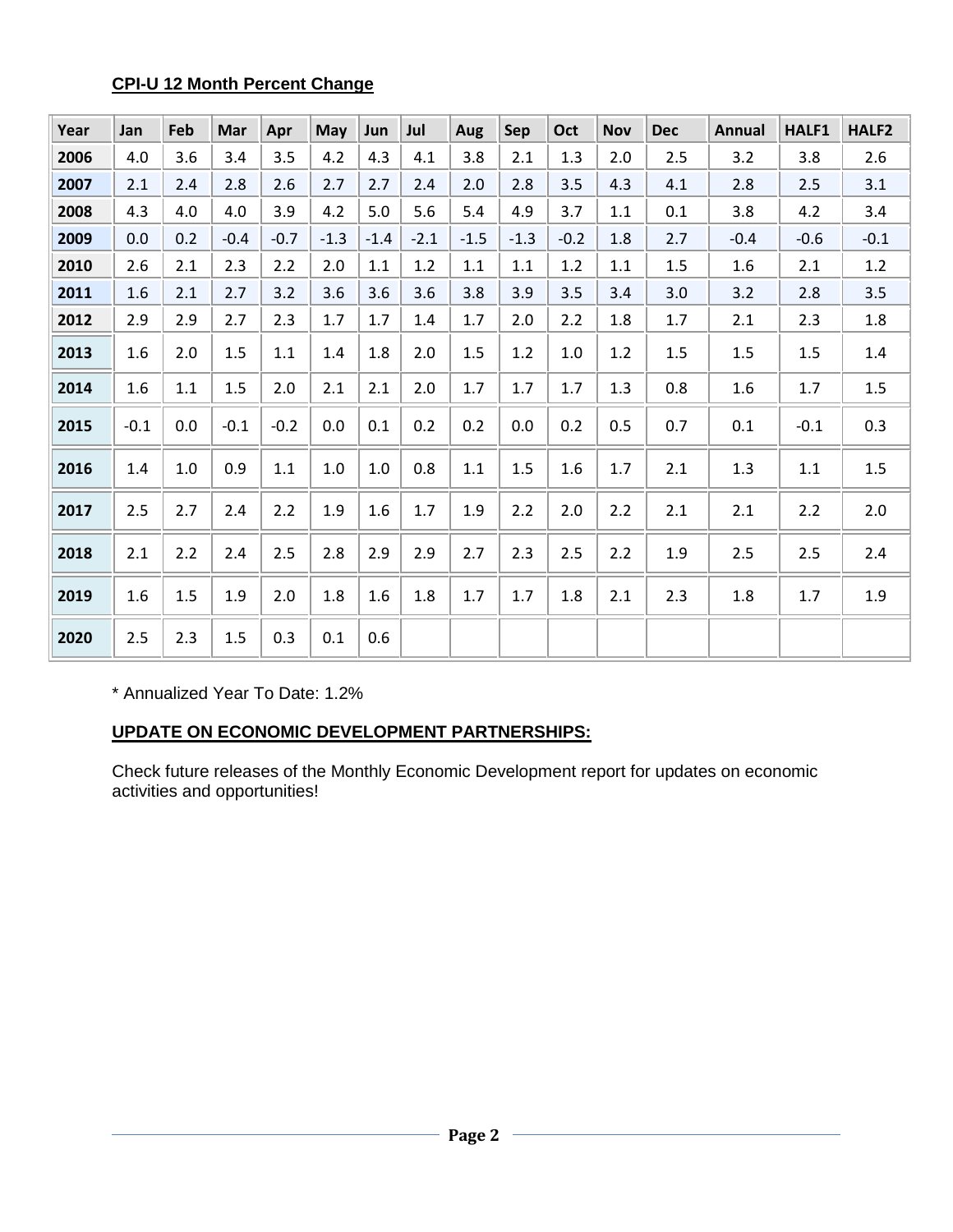**CPI-U 12 Month Percent Change**

| Year | Jan | Feb | Mar | Apr | May | Jun | Jul | Aug | Sep | Oct | Nov | Dec | Annual | HALF1 | HALF2 |
|---|---|---|---|---|---|---|---|---|---|---|---|---|---|---|---|
| 2006 | 4.0 | 3.6 | 3.4 | 3.5 | 4.2 | 4.3 | 4.1 | 3.8 | 2.1 | 1.3 | 2.0 | 2.5 | 3.2 | 3.8 | 2.6 |
| 2007 | 2.1 | 2.4 | 2.8 | 2.6 | 2.7 | 2.7 | 2.4 | 2.0 | 2.8 | 3.5 | 4.3 | 4.1 | 2.8 | 2.5 | 3.1 |
| 2008 | 4.3 | 4.0 | 4.0 | 3.9 | 4.2 | 5.0 | 5.6 | 5.4 | 4.9 | 3.7 | 1.1 | 0.1 | 3.8 | 4.2 | 3.4 |
| 2009 | 0.0 | 0.2 | -0.4 | -0.7 | -1.3 | -1.4 | -2.1 | -1.5 | -1.3 | -0.2 | 1.8 | 2.7 | -0.4 | -0.6 | -0.1 |
| 2010 | 2.6 | 2.1 | 2.3 | 2.2 | 2.0 | 1.1 | 1.2 | 1.1 | 1.1 | 1.2 | 1.1 | 1.5 | 1.6 | 2.1 | 1.2 |
| 2011 | 1.6 | 2.1 | 2.7 | 3.2 | 3.6 | 3.6 | 3.6 | 3.8 | 3.9 | 3.5 | 3.4 | 3.0 | 3.2 | 2.8 | 3.5 |
| 2012 | 2.9 | 2.9 | 2.7 | 2.3 | 1.7 | 1.7 | 1.4 | 1.7 | 2.0 | 2.2 | 1.8 | 1.7 | 2.1 | 2.3 | 1.8 |
| 2013 | 1.6 | 2.0 | 1.5 | 1.1 | 1.4 | 1.8 | 2.0 | 1.5 | 1.2 | 1.0 | 1.2 | 1.5 | 1.5 | 1.5 | 1.4 |
| 2014 | 1.6 | 1.1 | 1.5 | 2.0 | 2.1 | 2.1 | 2.0 | 1.7 | 1.7 | 1.7 | 1.3 | 0.8 | 1.6 | 1.7 | 1.5 |
| 2015 | -0.1 | 0.0 | -0.1 | -0.2 | 0.0 | 0.1 | 0.2 | 0.2 | 0.0 | 0.2 | 0.5 | 0.7 | 0.1 | -0.1 | 0.3 |
| 2016 | 1.4 | 1.0 | 0.9 | 1.1 | 1.0 | 1.0 | 0.8 | 1.1 | 1.5 | 1.6 | 1.7 | 2.1 | 1.3 | 1.1 | 1.5 |
| 2017 | 2.5 | 2.7 | 2.4 | 2.2 | 1.9 | 1.6 | 1.7 | 1.9 | 2.2 | 2.0 | 2.2 | 2.1 | 2.1 | 2.2 | 2.0 |
| 2018 | 2.1 | 2.2 | 2.4 | 2.5 | 2.8 | 2.9 | 2.9 | 2.7 | 2.3 | 2.5 | 2.2 | 1.9 | 2.5 | 2.5 | 2.4 |
| 2019 | 1.6 | 1.5 | 1.9 | 2.0 | 1.8 | 1.6 | 1.8 | 1.7 | 1.7 | 1.8 | 2.1 | 2.3 | 1.8 | 1.7 | 1.9 |
| 2020 | 2.5 | 2.3 | 1.5 | 0.3 | 0.1 | 0.6 | | | | | | | | | |

* Annualized Year To Date: 1.2%

**UPDATE ON ECONOMIC DEVELOPMENT PARTNERSHIPS:**

Check future releases of the Monthly Economic Development report for updates on economic activities and opportunities!